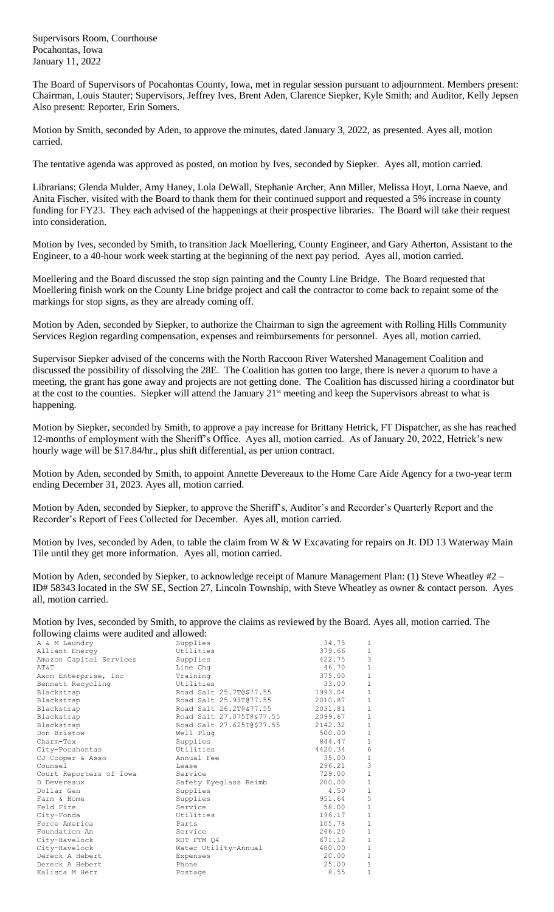Supervisors Room, Courthouse
Pocahontas, Iowa
January 11, 2022

The Board of Supervisors of Pocahontas County, Iowa, met in regular session pursuant to adjournment. Members present: Chairman, Louis Stauter; Supervisors, Jeffrey Ives, Brent Aden, Clarence Siepker, Kyle Smith; and Auditor, Kelly Jepsen Also present: Reporter, Erin Somers.

Motion by Smith, seconded by Aden, to approve the minutes, dated January 3, 2022, as presented. Ayes all, motion carried.

The tentative agenda was approved as posted, on motion by Ives, seconded by Siepker. Ayes all, motion carried.

Librarians; Glenda Mulder, Amy Haney, Lola DeWall, Stephanie Archer, Ann Miller, Melissa Hoyt, Lorna Naeve, and Anita Fischer, visited with the Board to thank them for their continued support and requested a 5% increase in county funding for FY23. They each advised of the happenings at their prospective libraries. The Board will take their request into consideration.

Motion by Ives, seconded by Smith, to transition Jack Moellering, County Engineer, and Gary Atherton, Assistant to the Engineer, to a 40-hour work week starting at the beginning of the next pay period. Ayes all, motion carried.

Moellering and the Board discussed the stop sign painting and the County Line Bridge. The Board requested that Moellering finish work on the County Line bridge project and call the contractor to come back to repaint some of the markings for stop signs, as they are already coming off.

Motion by Aden, seconded by Siepker, to authorize the Chairman to sign the agreement with Rolling Hills Community Services Region regarding compensation, expenses and reimbursements for personnel. Ayes all, motion carried.

Supervisor Siepker advised of the concerns with the North Raccoon River Watershed Management Coalition and discussed the possibility of dissolving the 28E. The Coalition has gotten too large, there is never a quorum to have a meeting, the grant has gone away and projects are not getting done. The Coalition has discussed hiring a coordinator but at the cost to the counties. Siepker will attend the January 21st meeting and keep the Supervisors abreast to what is happening.

Motion by Siepker, seconded by Smith, to approve a pay increase for Brittany Hetrick, FT Dispatcher, as she has reached 12-months of employment with the Sheriff's Office. Ayes all, motion carried. As of January 20, 2022, Hetrick's new hourly wage will be $17.84/hr., plus shift differential, as per union contract.

Motion by Aden, seconded by Smith, to appoint Annette Devereaux to the Home Care Aide Agency for a two-year term ending December 31, 2023. Ayes all, motion carried.

Motion by Aden, seconded by Siepker, to approve the Sheriff's, Auditor's and Recorder's Quarterly Report and the Recorder's Report of Fees Collected for December. Ayes all, motion carried.

Motion by Ives, seconded by Aden, to table the claim from W & W Excavating for repairs on Jt. DD 13 Waterway Main Tile until they get more information. Ayes all, motion carried.

Motion by Aden, seconded by Siepker, to acknowledge receipt of Manure Management Plan: (1) Steve Wheatley #2 – ID# 58343 located in the SW SE, Section 27, Lincoln Township, with Steve Wheatley as owner & contact person. Ayes all, motion carried.

Motion by Ives, seconded by Smith, to approve the claims as reviewed by the Board. Ayes all, motion carried. The following claims were audited and allowed:

| | | | |
|---|---|---|---|
| A & M Laundry | Supplies | 34.75 | 1 |
| Alliant Energy | Utilities | 379.66 | 1 |
| Amazon Capital Services | Supplies | 422.75 | 3 |
| AT&T | Line Chg | 46.70 | 1 |
| Axon Enterprise, Inc | Training | 375.00 | 1 |
| Bennett Recycling | Utilities | 33.00 | 1 |
| Blackstrap | Road Salt 25.7T@$77.55 | 1993.04 | 1 |
| Blackstrap | Road Salt 25.93T@77.55 | 2010.87 | 1 |
| Blackstrap | Road Salt 26.2T@&77.55 | 2031.81 | 1 |
| Blackstrap | Road Salt 27.075T@&77.55 | 2099.67 | 1 |
| Blackstrap | Road Salt 27.625T@$77.55 | 2142.32 | 1 |
| Don Bristow | Well Plug | 500.00 | 1 |
| Charm-Tex | Supplies | 844.47 | 1 |
| City-Pocahontas | Utilities | 4420.34 | 6 |
| CJ Cooper & Asso | Annual Fee | 35.00 | 1 |
| Counsel | Lease | 296.21 | 3 |
| Court Reporters of Iowa | Service | 729.00 | 1 |
| D Devereaux | Safety Eyeglass Reimb | 200.00 | 1 |
| Dollar Gen | Supplies | 4.50 | 1 |
| Farm & Home | Supplies | 951.64 | 5 |
| Feld Fire | Service | 58.00 | 1 |
| City-Fonda | Utilities | 196.17 | 1 |
| Force America | Parts | 105.78 | 1 |
| Foundation An | Service | 266.20 | 1 |
| City-Havelock | RUT FTM Q4 | 671.12 | 1 |
| City-Havelock | Water Utility-Annual | 480.00 | 1 |
| Dereck A Hebert | Expenses | 20.00 | 1 |
| Dereck A Hebert | Phone | 25.00 | 1 |
| Kalista M Herr | Postage | 8.55 | 1 |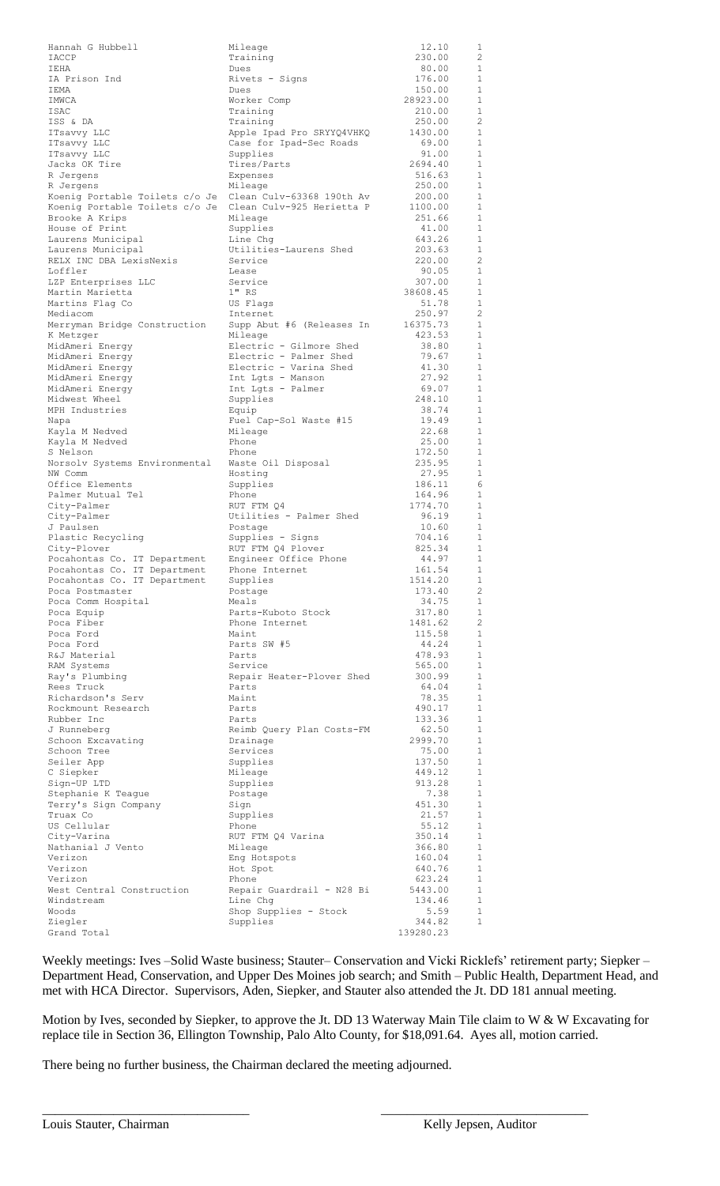| | | | |
|---|---|---|---|
| Hannah G Hubbell | Mileage | 12.10 | 1 |
| IACCP | Training | 230.00 | 2 |
| IEHA | Dues | 80.00 | 1 |
| IA Prison Ind | Rivets - Signs | 176.00 | 1 |
| IEMA | Dues | 150.00 | 1 |
| IMWCA | Worker Comp | 28923.00 | 1 |
| ISAC | Training | 210.00 | 1 |
| ISS & DA | Training | 250.00 | 2 |
| ITsavvy LLC | Apple Ipad Pro SRYYQ4VHKQ | 1430.00 | 1 |
| ITsavvy LLC | Case for Ipad-Sec Roads | 69.00 | 1 |
| ITsavvy LLC | Supplies | 91.00 | 1 |
| Jacks OK Tire | Tires/Parts | 2694.40 | 1 |
| R Jergens | Expenses | 516.63 | 1 |
| R Jergens | Mileage | 250.00 | 1 |
| Koenig Portable Toilets c/o Je | Clean Culv-63368 190th Av | 200.00 | 1 |
| Koenig Portable Toilets c/o Je | Clean Culv-925 Herietta P | 1100.00 | 1 |
| Brooke A Krips | Mileage | 251.66 | 1 |
| House of Print | Supplies | 41.00 | 1 |
| Laurens Municipal | Line Chg | 643.26 | 1 |
| Laurens Municipal | Utilities-Laurens Shed | 203.63 | 1 |
| RELX INC DBA LexisNexis | Service | 220.00 | 2 |
| Loffler | Lease | 90.05 | 1 |
| LZP Enterprises LLC | Service | 307.00 | 1 |
| Martin Marietta | 1" RS | 38608.45 | 1 |
| Martins Flag Co | US Flags | 51.78 | 1 |
| Mediacom | Internet | 250.97 | 2 |
| Merryman Bridge Construction | Supp Abut #6 (Releases In | 16375.73 | 1 |
| K Metzger | Mileage | 423.53 | 1 |
| MidAmeri Energy | Electric - Gilmore Shed | 38.80 | 1 |
| MidAmeri Energy | Electric - Palmer Shed | 79.67 | 1 |
| MidAmeri Energy | Electric - Varina Shed | 41.30 | 1 |
| MidAmeri Energy | Int Lgts - Manson | 27.92 | 1 |
| MidAmeri Energy | Int Lgts - Palmer | 69.07 | 1 |
| Midwest Wheel | Supplies | 248.10 | 1 |
| MPH Industries | Equip | 38.74 | 1 |
| Napa | Fuel Cap-Sol Waste #15 | 19.49 | 1 |
| Kayla M Nedved | Mileage | 22.68 | 1 |
| Kayla M Nedved | Phone | 25.00 | 1 |
| S Nelson | Phone | 172.50 | 1 |
| Norsolv Systems Environmental | Waste Oil Disposal | 235.95 | 1 |
| NW Comm | Hosting | 27.95 | 1 |
| Office Elements | Supplies | 186.11 | 6 |
| Palmer Mutual Tel | Phone | 164.96 | 1 |
| City-Palmer | RUT FTM Q4 | 1774.70 | 1 |
| City-Palmer | Utilities - Palmer Shed | 96.19 | 1 |
| J Paulsen | Postage | 10.60 | 1 |
| Plastic Recycling | Supplies - Signs | 704.16 | 1 |
| City-Plover | RUT FTM Q4 Plover | 825.34 | 1 |
| Pocahontas Co. IT Department | Engineer Office Phone | 44.97 | 1 |
| Pocahontas Co. IT Department | Phone Internet | 161.54 | 1 |
| Pocahontas Co. IT Department | Supplies | 1514.20 | 1 |
| Poca Postmaster | Postage | 173.40 | 2 |
| Poca Comm Hospital | Meals | 34.75 | 1 |
| Poca Equip | Parts-Kuboto Stock | 317.80 | 1 |
| Poca Fiber | Phone Internet | 1481.62 | 2 |
| Poca Ford | Maint | 115.58 | 1 |
| Poca Ford | Parts SW #5 | 44.24 | 1 |
| R&J Material | Parts | 478.93 | 1 |
| RAM Systems | Service | 565.00 | 1 |
| Ray's Plumbing | Repair Heater-Plover Shed | 300.99 | 1 |
| Rees Truck | Parts | 64.04 | 1 |
| Richardson's Serv | Maint | 78.35 | 1 |
| Rockmount Research | Parts | 490.17 | 1 |
| Rubber Inc | Parts | 133.36 | 1 |
| J Runneberg | Reimb Query Plan Costs-FM | 62.50 | 1 |
| Schoon Excavating | Drainage | 2999.70 | 1 |
| Schoon Tree | Services | 75.00 | 1 |
| Seiler App | Supplies | 137.50 | 1 |
| C Siepker | Mileage | 449.12 | 1 |
| Sign-UP LTD | Supplies | 913.28 | 1 |
| Stephanie K Teague | Postage | 7.38 | 1 |
| Terry's Sign Company | Sign | 451.30 | 1 |
| Truax Co | Supplies | 21.57 | 1 |
| US Cellular | Phone | 55.12 | 1 |
| City-Varina | RUT FTM Q4 Varina | 350.14 | 1 |
| Nathanial J Vento | Mileage | 366.80 | 1 |
| Verizon | Eng Hotspots | 160.04 | 1 |
| Verizon | Hot Spot | 640.76 | 1 |
| Verizon | Phone | 623.24 | 1 |
| West Central Construction | Repair Guardrail - N28 Bi | 5443.00 | 1 |
| Windstream | Line Chg | 134.46 | 1 |
| Woods | Shop Supplies - Stock | 5.59 | 1 |
| Ziegler | Supplies | 344.82 | 1 |
| Grand Total | | 139280.23 | |

Weekly meetings: Ives –Solid Waste business; Stauter– Conservation and Vicki Ricklefs' retirement party; Siepker – Department Head, Conservation, and Upper Des Moines job search; and Smith – Public Health, Department Head, and met with HCA Director. Supervisors, Aden, Siepker, and Stauter also attended the Jt. DD 181 annual meeting.

Motion by Ives, seconded by Siepker, to approve the Jt. DD 13 Waterway Main Tile claim to W & W Excavating for replace tile in Section 36, Ellington Township, Palo Alto County, for $18,091.64. Ayes all, motion carried.

There being no further business, the Chairman declared the meeting adjourned.

\_\_\_\_\_\_\_\_\_\_\_\_\_\_\_\_\_\_\_\_\_\_\_\_\_\_\_\_\_\_ \_\_\_\_\_\_\_\_\_\_\_\_\_\_\_\_\_\_\_\_\_\_\_\_\_\_\_\_\_\_

Louis Stauter, Chairman Kelly Jepsen, Auditor